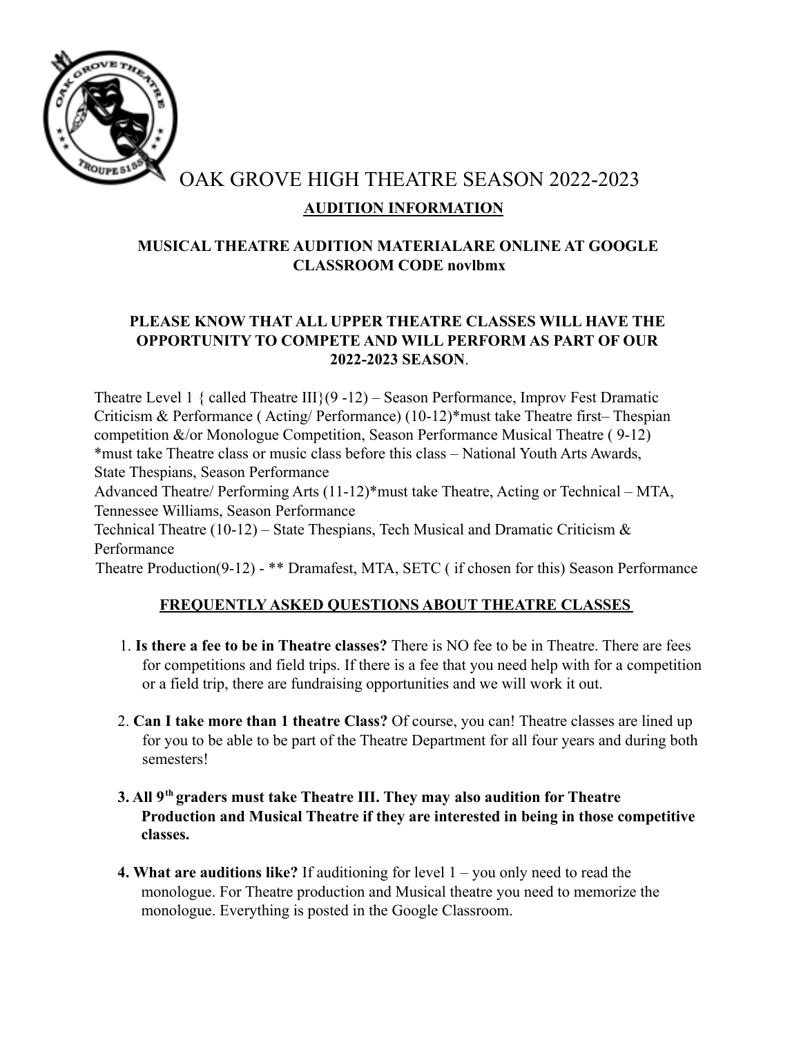# OAK GROVE HIGH THEATRE SEASON 2022-2023

## AUDITION INFORMATION

**MUSICAL THEATRE AUDITION MATERIALARE ONLINE AT GOOGLE CLASSROOM CODE novlbmx**

**PLEASE KNOW THAT ALL UPPER THEATRE CLASSES WILL HAVE THE OPPORTUNITY TO COMPETE AND WILL PERFORM AS PART OF OUR 2022-2023 SEASON**.

Theatre Level 1 { called Theatre III}(9 -12) – Season Performance, Improv Fest Dramatic Criticism & Performance ( Acting/ Performance) (10-12)*must take Theatre first– Thespian competition &/or Monologue Competition, Season Performance Musical Theatre ( 9-12) *must take Theatre class or music class before this class – National Youth Arts Awards, State Thespians, Season Performance
Advanced Theatre/ Performing Arts (11-12)*must take Theatre, Acting or Technical – MTA, Tennessee Williams, Season Performance
Technical Theatre (10-12) – State Thespians, Tech Musical and Dramatic Criticism & Performance
Theatre Production(9-12) - ** Dramafest, MTA, SETC ( if chosen for this) Season Performance

## FREQUENTLY ASKED QUESTIONS ABOUT THEATRE CLASSES

1. **Is there a fee to be in Theatre classes?** There is NO fee to be in Theatre. There are fees for competitions and field trips. If there is a fee that you need help with for a competition or a field trip, there are fundraising opportunities and we will work it out.
2. **Can I take more than 1 theatre Class?** Of course, you can! Theatre classes are lined up for you to be able to be part of the Theatre Department for all four years and during both semesters!
3. **All 9th graders must take Theatre III. They may also audition for Theatre Production and Musical Theatre if they are interested in being in those competitive classes.**
4. **What are auditions like?** If auditioning for level 1 – you only need to read the monologue. For Theatre production and Musical theatre you need to memorize the monologue. Everything is posted in the Google Classroom.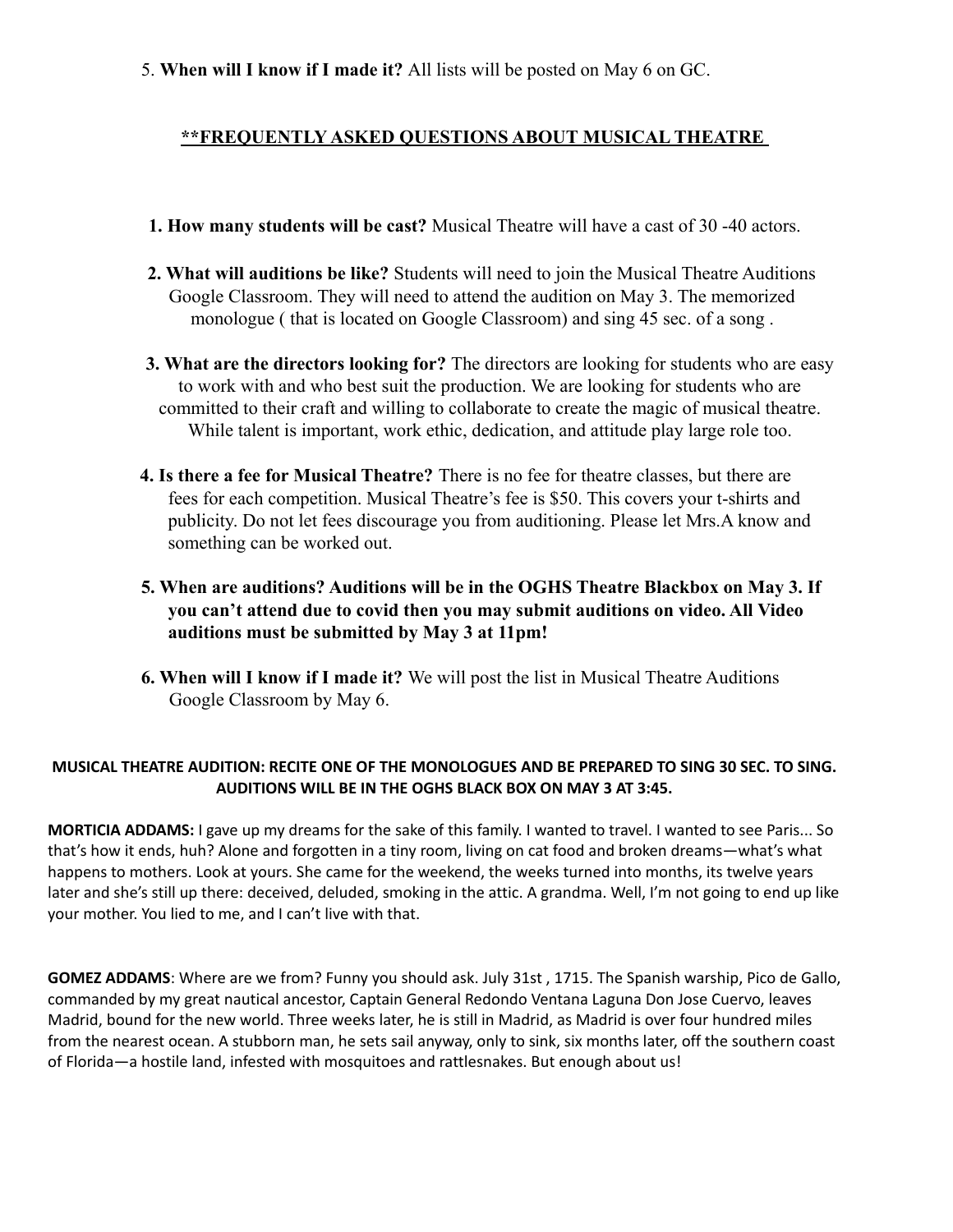5. **When will I know if I made it?** All lists will be posted on May 6 on GC.

## **\*\*FREQUENTLY ASKED QUESTIONS ABOUT MUSICAL THEATRE**

1. **How many students will be cast?** Musical Theatre will have a cast of 30 -40 actors.

2. **What will auditions be like?** Students will need to join the Musical Theatre Auditions Google Classroom. They will need to attend the audition on May 3. The memorized monologue ( that is located on Google Classroom) and sing 45 sec. of a song .

3. **What are the directors looking for?** The directors are looking for students who are easy to work with and who best suit the production. We are looking for students who are committed to their craft and willing to collaborate to create the magic of musical theatre. While talent is important, work ethic, dedication, and attitude play large role too.

4. **Is there a fee for Musical Theatre?** There is no fee for theatre classes, but there are fees for each competition. Musical Theatre's fee is $50. This covers your t-shirts and publicity. Do not let fees discourage you from auditioning. Please let Mrs.A know and something can be worked out.

5. **When are auditions? Auditions will be in the OGHS Theatre Blackbox on May 3. If you can't attend due to covid then you may submit auditions on video. All Video auditions must be submitted by May 3 at 11pm!**

6. **When will I know if I made it?** We will post the list in Musical Theatre Auditions Google Classroom by May 6.

**MUSICAL THEATRE AUDITION: RECITE ONE OF THE MONOLOGUES AND BE PREPARED TO SING 30 SEC. TO SING. AUDITIONS WILL BE IN THE OGHS BLACK BOX ON MAY 3 AT 3:45.**

**MORTICIA ADDAMS:** I gave up my dreams for the sake of this family. I wanted to travel. I wanted to see Paris... So that's how it ends, huh? Alone and forgotten in a tiny room, living on cat food and broken dreams—what's what happens to mothers. Look at yours. She came for the weekend, the weeks turned into months, its twelve years later and she's still up there: deceived, deluded, smoking in the attic. A grandma. Well, I'm not going to end up like your mother. You lied to me, and I can't live with that.

**GOMEZ ADDAMS**: Where are we from? Funny you should ask. July 31st , 1715. The Spanish warship, Pico de Gallo, commanded by my great nautical ancestor, Captain General Redondo Ventana Laguna Don Jose Cuervo, leaves Madrid, bound for the new world. Three weeks later, he is still in Madrid, as Madrid is over four hundred miles from the nearest ocean. A stubborn man, he sets sail anyway, only to sink, six months later, off the southern coast of Florida—a hostile land, infested with mosquitoes and rattlesnakes. But enough about us!